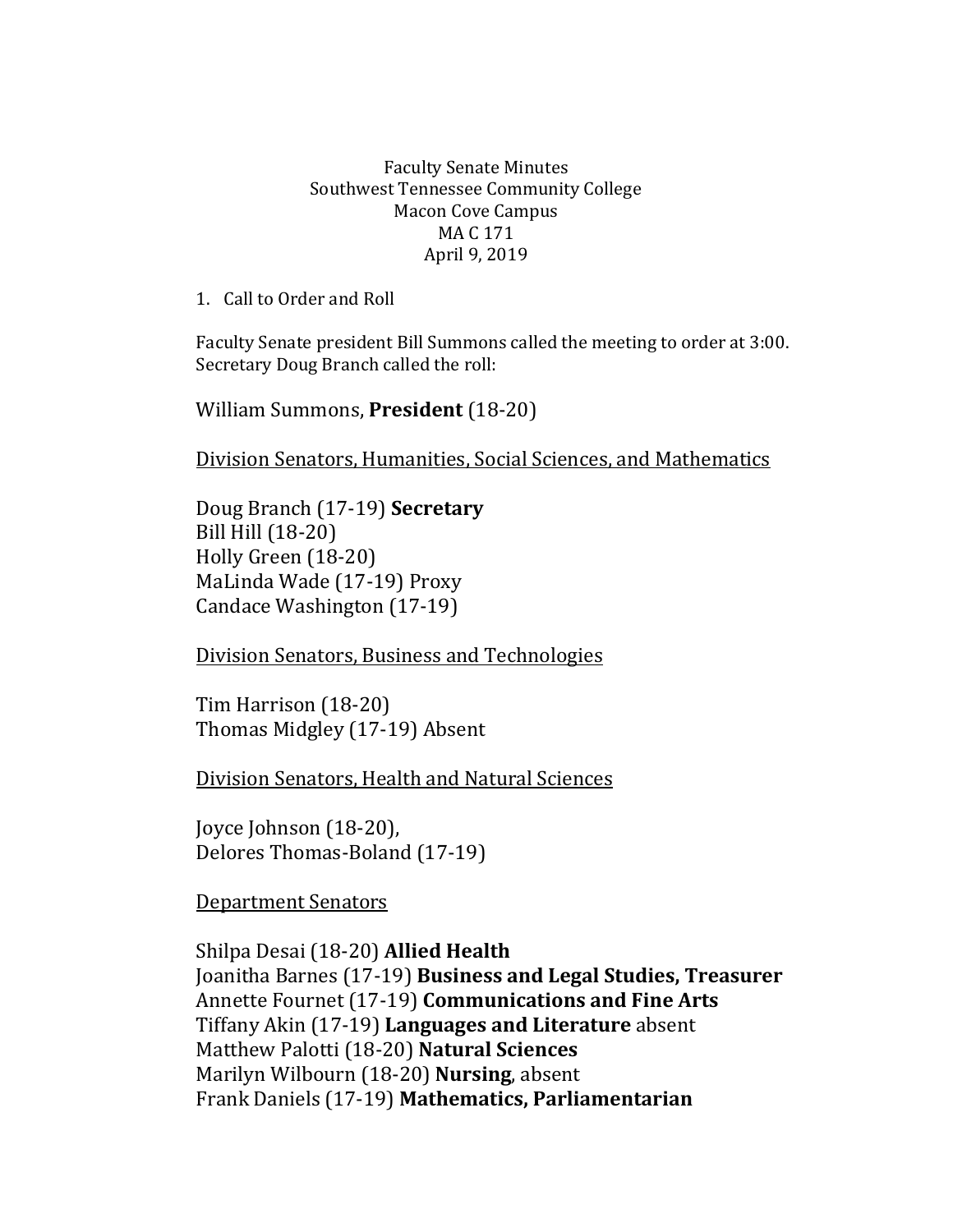Faculty Senate Minutes
Southwest Tennessee Community College
Macon Cove Campus
MA C 171
April 9, 2019

1. Call to Order and Roll

Faculty Senate president Bill Summons called the meeting to order at 3:00. Secretary Doug Branch called the roll:

William Summons, **President** (18-20)

<u>Division Senators, Humanities, Social Sciences, and Mathematics</u>

Doug Branch (17-19) **Secretary**
Bill Hill (18-20)
Holly Green (18-20)
MaLinda Wade (17-19) Proxy
Candace Washington (17-19)

<u>Division Senators, Business and Technologies</u>

Tim Harrison (18-20)
Thomas Midgley (17-19) Absent

<u>Division Senators, Health and Natural Sciences</u>

Joyce Johnson (18-20),
Delores Thomas-Boland (17-19)

<u>Department Senators</u>

Shilpa Desai (18-20) **Allied Health**
Joanitha Barnes (17-19) **Business and Legal Studies, Treasurer**
Annette Fournet (17-19) **Communications and Fine Arts**
Tiffany Akin (17-19) **Languages and Literature** absent
Matthew Palotti (18-20) **Natural Sciences**
Marilyn Wilbourn (18-20) **Nursing**, absent
Frank Daniels (17-19) **Mathematics, Parliamentarian**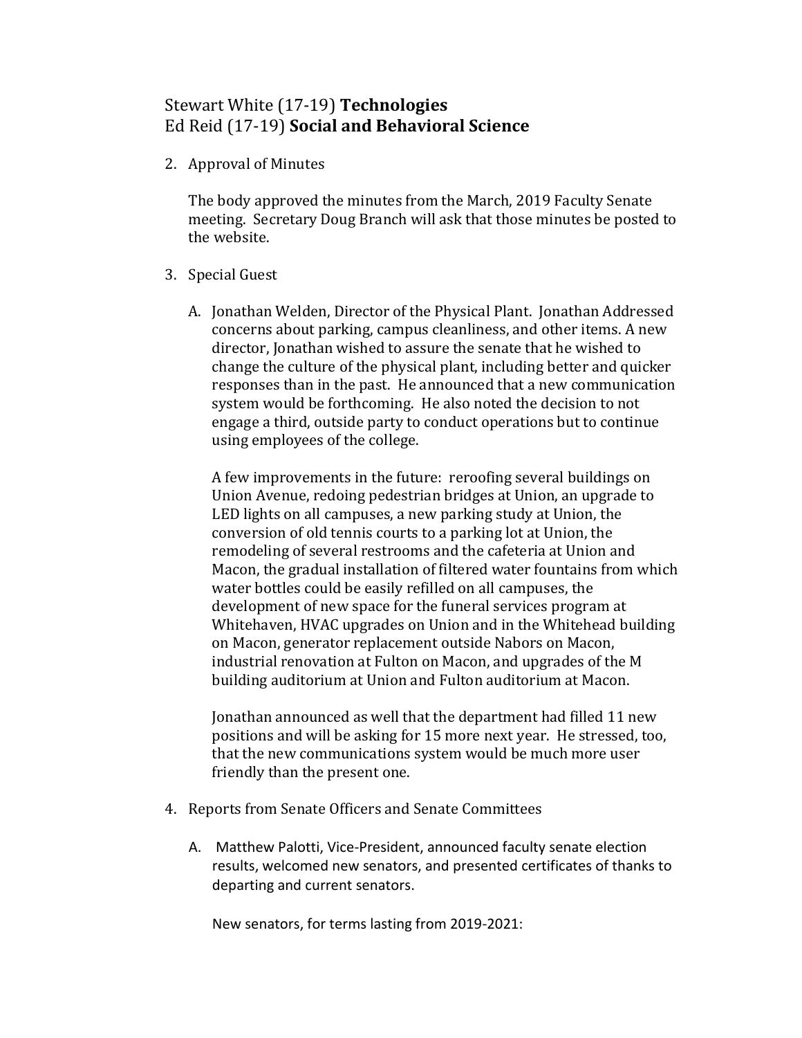Stewart White (17-19) **Technologies**
Ed Reid (17-19) **Social and Behavioral Science**

2. Approval of Minutes

   The body approved the minutes from the March, 2019 Faculty Senate meeting. Secretary Doug Branch will ask that those minutes be posted to the website.

3. Special Guest

   A. Jonathan Welden, Director of the Physical Plant. Jonathan Addressed concerns about parking, campus cleanliness, and other items. A new director, Jonathan wished to assure the senate that he wished to change the culture of the physical plant, including better and quicker responses than in the past. He announced that a new communication system would be forthcoming. He also noted the decision to not engage a third, outside party to conduct operations but to continue using employees of the college.

      A few improvements in the future: reroofing several buildings on Union Avenue, redoing pedestrian bridges at Union, an upgrade to LED lights on all campuses, a new parking study at Union, the conversion of old tennis courts to a parking lot at Union, the remodeling of several restrooms and the cafeteria at Union and Macon, the gradual installation of filtered water fountains from which water bottles could be easily refilled on all campuses, the development of new space for the funeral services program at Whitehaven, HVAC upgrades on Union and in the Whitehead building on Macon, generator replacement outside Nabors on Macon, industrial renovation at Fulton on Macon, and upgrades of the M building auditorium at Union and Fulton auditorium at Macon.

      Jonathan announced as well that the department had filled 11 new positions and will be asking for 15 more next year. He stressed, too, that the new communications system would be much more user friendly than the present one.

4. Reports from Senate Officers and Senate Committees

   A. Matthew Palotti, Vice-President, announced faculty senate election results, welcomed new senators, and presented certificates of thanks to departing and current senators.

      New senators, for terms lasting from 2019-2021: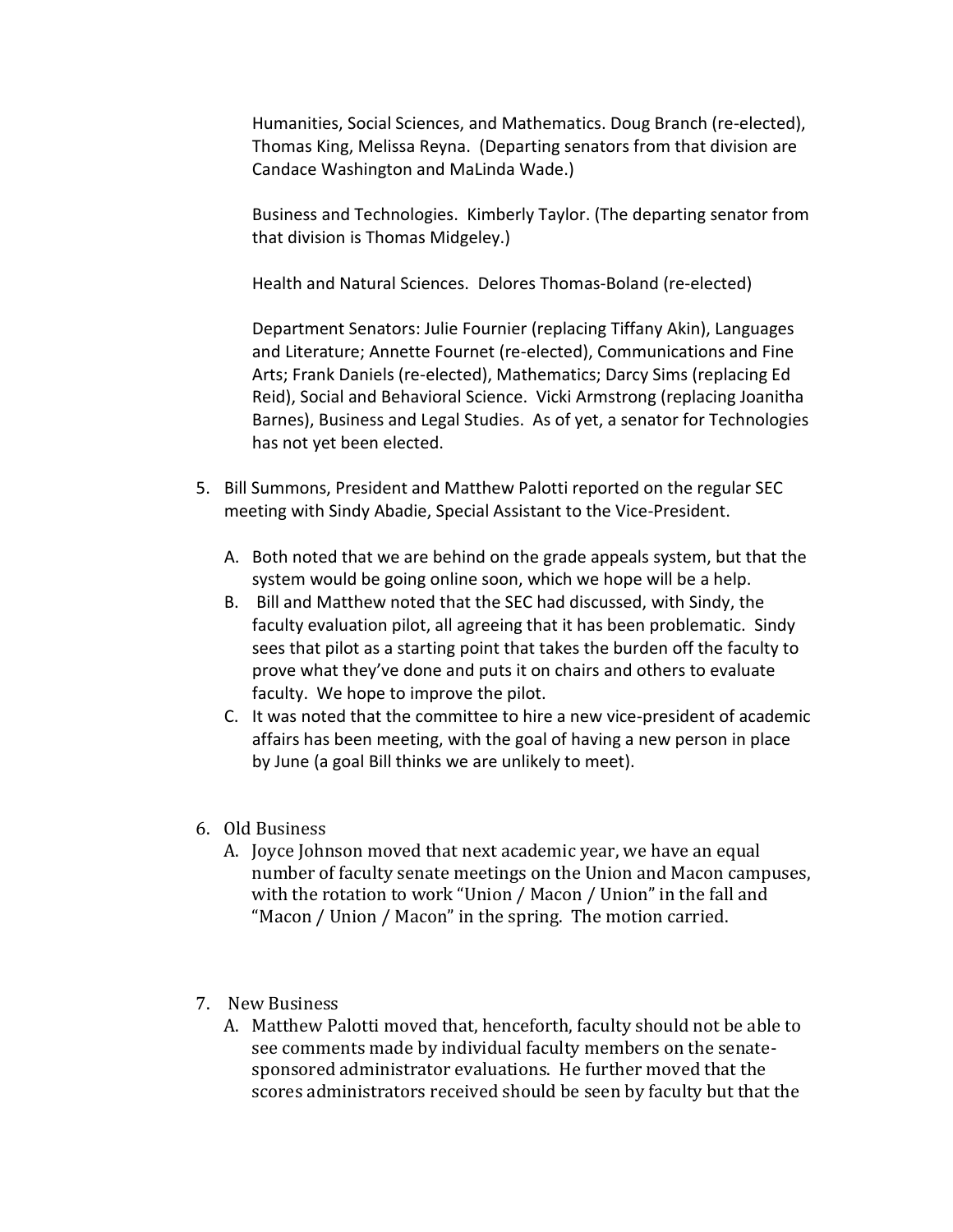Humanities, Social Sciences, and Mathematics. Doug Branch (re-elected), Thomas King, Melissa Reyna. (Departing senators from that division are Candace Washington and MaLinda Wade.)

Business and Technologies. Kimberly Taylor. (The departing senator from that division is Thomas Midgeley.)

Health and Natural Sciences. Delores Thomas-Boland (re-elected)

Department Senators: Julie Fournier (replacing Tiffany Akin), Languages and Literature; Annette Fournet (re-elected), Communications and Fine Arts; Frank Daniels (re-elected), Mathematics; Darcy Sims (replacing Ed Reid), Social and Behavioral Science. Vicki Armstrong (replacing Joanitha Barnes), Business and Legal Studies. As of yet, a senator for Technologies has not yet been elected.

5. Bill Summons, President and Matthew Palotti reported on the regular SEC meeting with Sindy Abadie, Special Assistant to the Vice-President.
   A. Both noted that we are behind on the grade appeals system, but that the system would be going online soon, which we hope will be a help.
   B. Bill and Matthew noted that the SEC had discussed, with Sindy, the faculty evaluation pilot, all agreeing that it has been problematic. Sindy sees that pilot as a starting point that takes the burden off the faculty to prove what they've done and puts it on chairs and others to evaluate faculty. We hope to improve the pilot.
   C. It was noted that the committee to hire a new vice-president of academic affairs has been meeting, with the goal of having a new person in place by June (a goal Bill thinks we are unlikely to meet).

6. Old Business
   A. Joyce Johnson moved that next academic year, we have an equal number of faculty senate meetings on the Union and Macon campuses, with the rotation to work "Union / Macon / Union" in the fall and "Macon / Union / Macon" in the spring. The motion carried.

7. New Business
   A. Matthew Palotti moved that, henceforth, faculty should not be able to see comments made by individual faculty members on the senate-sponsored administrator evaluations. He further moved that the scores administrators received should be seen by faculty but that the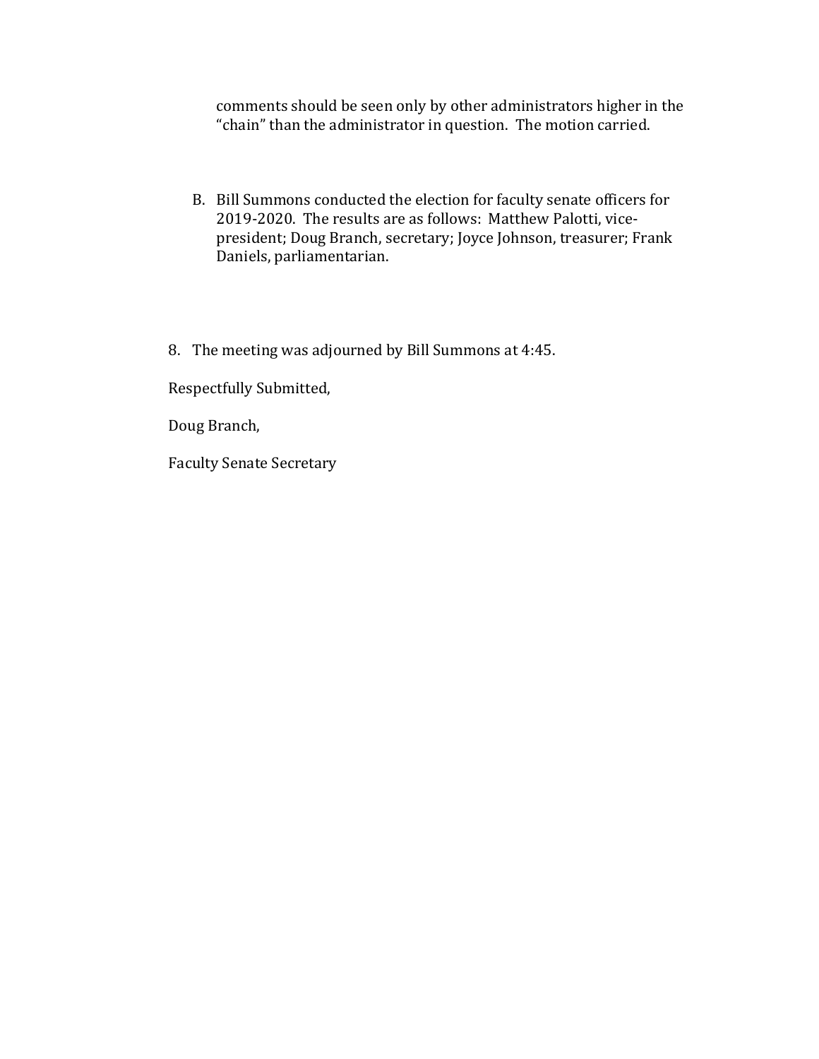comments should be seen only by other administrators higher in the "chain" than the administrator in question. The motion carried.

B. Bill Summons conducted the election for faculty senate officers for 2019-2020. The results are as follows: Matthew Palotti, vice-president; Doug Branch, secretary; Joyce Johnson, treasurer; Frank Daniels, parliamentarian.

8. The meeting was adjourned by Bill Summons at 4:45.

Respectfully Submitted,

Doug Branch,

Faculty Senate Secretary